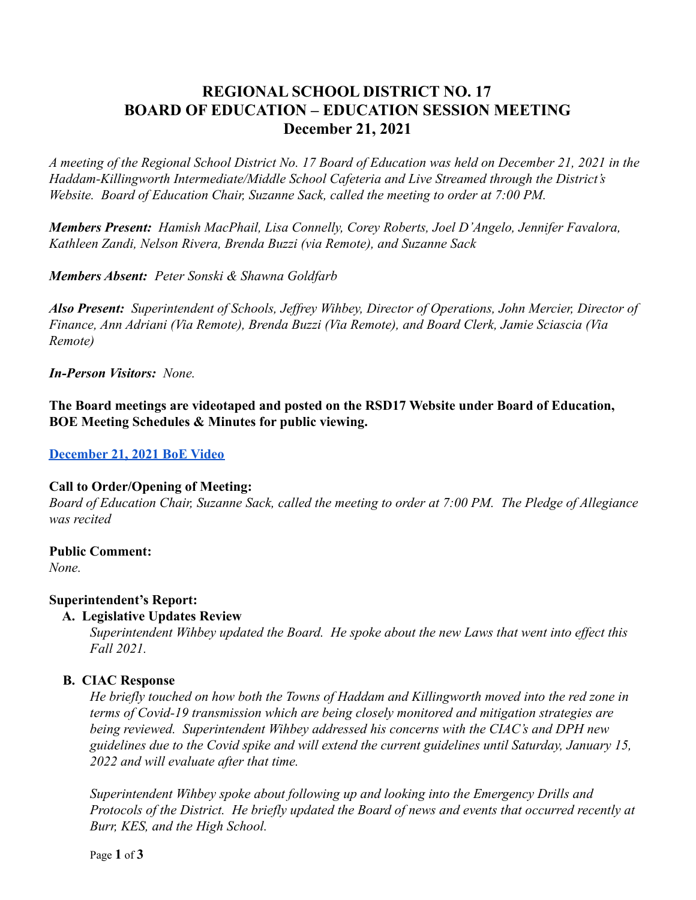# REGIONAL SCHOOL DISTRICT NO. 17
# BOARD OF EDUCATION – EDUCATION SESSION MEETING
# December 21, 2021

*A meeting of the Regional School District No. 17 Board of Education was held on December 21, 2021 in the Haddam-Killingworth Intermediate/Middle School Cafeteria and Live Streamed through the District's Website. Board of Education Chair, Suzanne Sack, called the meeting to order at 7:00 PM.*

***Members Present:*** *Hamish MacPhail, Lisa Connelly, Corey Roberts, Joel D'Angelo, Jennifer Favalora, Kathleen Zandi, Nelson Rivera, Brenda Buzzi (via Remote), and Suzanne Sack*

***Members Absent:*** *Peter Sonski & Shawna Goldfarb*

***Also Present:*** *Superintendent of Schools, Jeffrey Wihbey, Director of Operations, John Mercier, Director of Finance, Ann Adriani (Via Remote), Brenda Buzzi (Via Remote), and Board Clerk, Jamie Sciascia (Via Remote)*

***In-Person Visitors:*** *None.*

**The Board meetings are videotaped and posted on the RSD17 Website under Board of Education, BOE Meeting Schedules & Minutes for public viewing.**

**December 21, 2021 BoE Video**

**Call to Order/Opening of Meeting:**

*Board of Education Chair, Suzanne Sack, called the meeting to order at 7:00 PM. The Pledge of Allegiance was recited*

**Public Comment:**

*None.*

**Superintendent's Report:**

**A. Legislative Updates Review**

*Superintendent Wihbey updated the Board. He spoke about the new Laws that went into effect this Fall 2021.*

**B. CIAC Response**

*He briefly touched on how both the Towns of Haddam and Killingworth moved into the red zone in terms of Covid-19 transmission which are being closely monitored and mitigation strategies are being reviewed. Superintendent Wihbey addressed his concerns with the CIAC's and DPH new guidelines due to the Covid spike and will extend the current guidelines until Saturday, January 15, 2022 and will evaluate after that time.*

*Superintendent Wihbey spoke about following up and looking into the Emergency Drills and Protocols of the District. He briefly updated the Board of news and events that occurred recently at Burr, KES, and the High School.*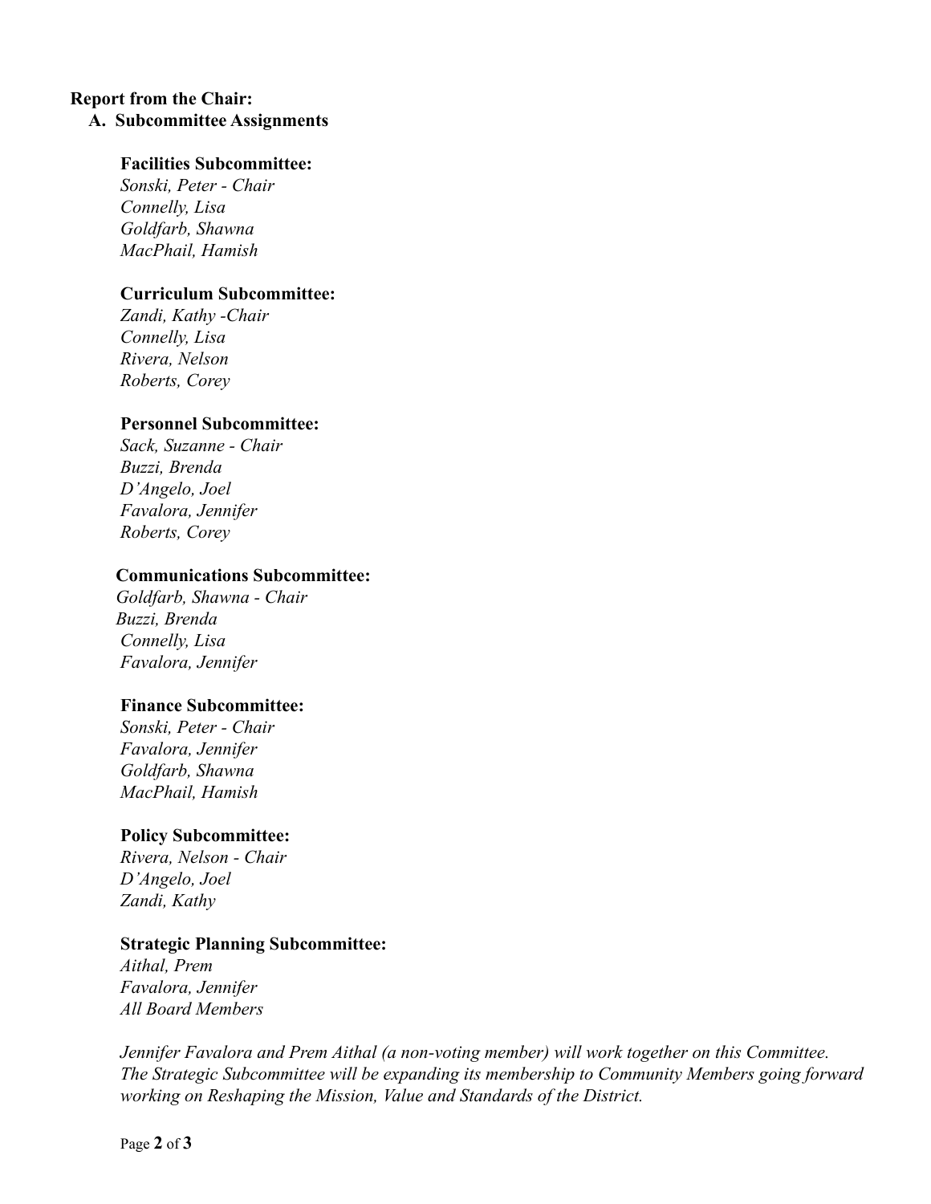**Report from the Chair:**

**A. Subcommittee Assignments**

**Facilities Subcommittee:**
*Sonski, Peter - Chair*
*Connelly, Lisa*
*Goldfarb, Shawna*
*MacPhail, Hamish*

**Curriculum Subcommittee:**
*Zandi, Kathy -Chair*
*Connelly, Lisa*
*Rivera, Nelson*
*Roberts, Corey*

**Personnel Subcommittee:**
*Sack, Suzanne - Chair*
*Buzzi, Brenda*
*D'Angelo, Joel*
*Favalora, Jennifer*
*Roberts, Corey*

**Communications Subcommittee:**
*Goldfarb, Shawna - Chair*
*Buzzi, Brenda*
*Connelly, Lisa*
*Favalora, Jennifer*

**Finance Subcommittee:**
*Sonski, Peter - Chair*
*Favalora, Jennifer*
*Goldfarb, Shawna*
*MacPhail, Hamish*

**Policy Subcommittee:**
*Rivera, Nelson - Chair*
*D'Angelo, Joel*
*Zandi, Kathy*

**Strategic Planning Subcommittee:**
*Aithal, Prem*
*Favalora, Jennifer*
*All Board Members*

*Jennifer Favalora and Prem Aithal (a non-voting member) will work together on this Committee. The Strategic Subcommittee will be expanding its membership to Community Members going forward working on Reshaping the Mission, Value and Standards of the District.*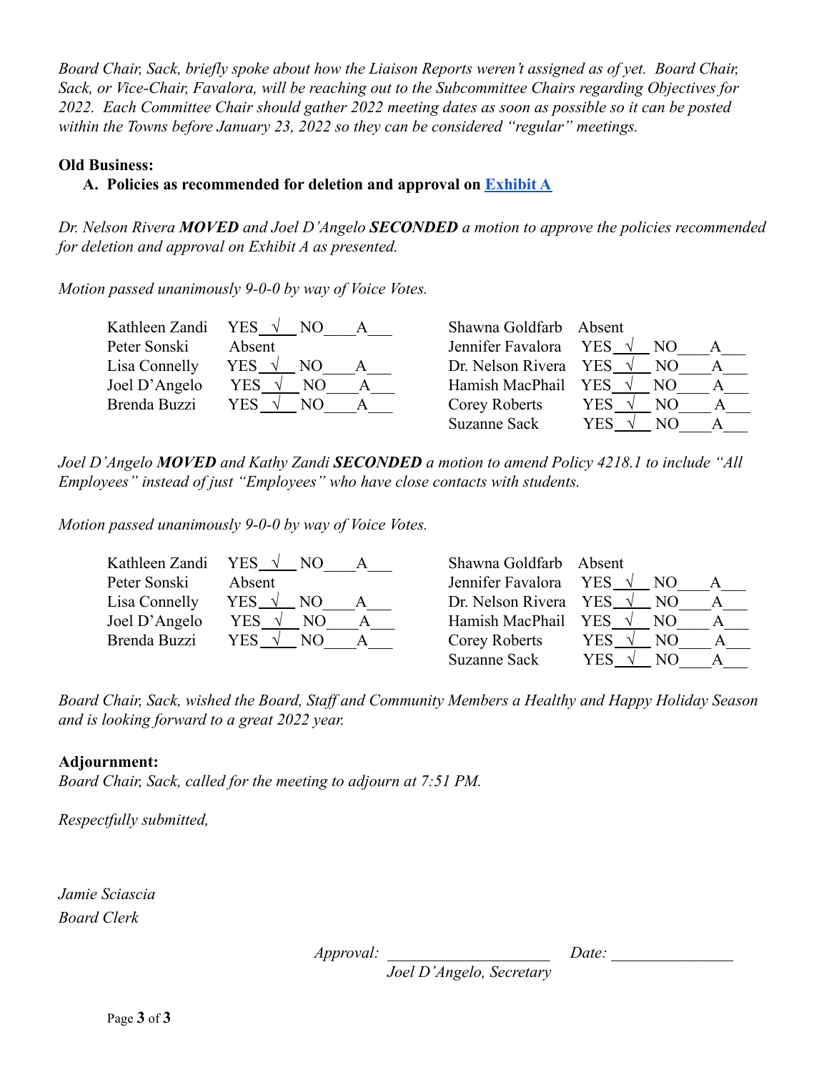*Board Chair, Sack, briefly spoke about how the Liaison Reports weren't assigned as of yet. Board Chair, Sack, or Vice-Chair, Favalora, will be reaching out to the Subcommittee Chairs regarding Objectives for 2022. Each Committee Chair should gather 2022 meeting dates as soon as possible so it can be posted within the Towns before January 23, 2022 so they can be considered "regular" meetings.*

**Old Business:**

**A. Policies as recommended for deletion and approval on Exhibit A**

*Dr. Nelson Rivera **MOVED** and Joel D'Angelo **SECONDED** a motion to approve the policies recommended for deletion and approval on Exhibit A as presented.*

*Motion passed unanimously 9-0-0 by way of Voice Votes.*

| | | | |
|---|---|---|---|
| Kathleen Zandi | YES √ NO ___ A ___ | Shawna Goldfarb | Absent |
| Peter Sonski | Absent | Jennifer Favalora | YES √ NO ___ A ___ |
| Lisa Connelly | YES √ NO ___ A ___ | Dr. Nelson Rivera | YES √ NO ___ A ___ |
| Joel D'Angelo | YES √ NO ___ A ___ | Hamish MacPhail | YES √ NO ___ A ___ |
| Brenda Buzzi | YES √ NO ___ A ___ | Corey Roberts | YES √ NO ___ A ___ |
| | | Suzanne Sack | YES √ NO ___ A ___ |

*Joel D'Angelo **MOVED** and Kathy Zandi **SECONDED** a motion to amend Policy 4218.1 to include "All Employees" instead of just "Employees" who have close contacts with students.*

*Motion passed unanimously 9-0-0 by way of Voice Votes.*

| | | | |
|---|---|---|---|
| Kathleen Zandi | YES √ NO ___ A ___ | Shawna Goldfarb | Absent |
| Peter Sonski | Absent | Jennifer Favalora | YES √ NO ___ A ___ |
| Lisa Connelly | YES √ NO ___ A ___ | Dr. Nelson Rivera | YES √ NO ___ A ___ |
| Joel D'Angelo | YES √ NO ___ A ___ | Hamish MacPhail | YES √ NO ___ A ___ |
| Brenda Buzzi | YES √ NO ___ A ___ | Corey Roberts | YES √ NO ___ A ___ |
| | | Suzanne Sack | YES √ NO ___ A ___ |

*Board Chair, Sack, wished the Board, Staff and Community Members a Healthy and Happy Holiday Season and is looking forward to a great 2022 year.*

**Adjournment:**

*Board Chair, Sack, called for the meeting to adjourn at 7:51 PM.*

*Respectfully submitted,*

*Jamie Sciascia*
*Board Clerk*

*Approval:* ____________________ *Date:* _______________
*Joel D'Angelo, Secretary*